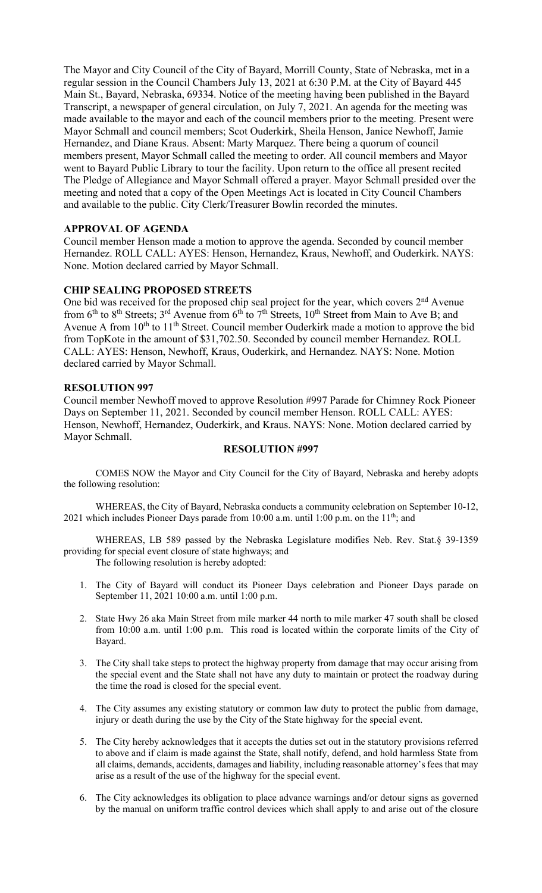The Mayor and City Council of the City of Bayard, Morrill County, State of Nebraska, met in a regular session in the Council Chambers July 13, 2021 at 6:30 P.M. at the City of Bayard 445 Main St., Bayard, Nebraska, 69334. Notice of the meeting having been published in the Bayard Transcript, a newspaper of general circulation, on July 7, 2021. An agenda for the meeting was made available to the mayor and each of the council members prior to the meeting. Present were Mayor Schmall and council members; Scot Ouderkirk, Sheila Henson, Janice Newhoff, Jamie Hernandez, and Diane Kraus. Absent: Marty Marquez. There being a quorum of council members present, Mayor Schmall called the meeting to order. All council members and Mayor went to Bayard Public Library to tour the facility. Upon return to the office all present recited The Pledge of Allegiance and Mayor Schmall offered a prayer. Mayor Schmall presided over the meeting and noted that a copy of the Open Meetings Act is located in City Council Chambers and available to the public. City Clerk/Treasurer Bowlin recorded the minutes.

## APPROVAL OF AGENDA

Council member Henson made a motion to approve the agenda. Seconded by council member Hernandez. ROLL CALL: AYES: Henson, Hernandez, Kraus, Newhoff, and Ouderkirk. NAYS: None. Motion declared carried by Mayor Schmall.

## CHIP SEALING PROPOSED STREETS

One bid was received for the proposed chip seal project for the year, which covers 2nd Avenue from 6th to 8th Streets; 3rd Avenue from 6th to 7th Streets, 10th Street from Main to Ave B; and Avenue A from 10th to 11th Street. Council member Ouderkirk made a motion to approve the bid from TopKote in the amount of $31,702.50. Seconded by council member Hernandez. ROLL CALL: AYES: Henson, Newhoff, Kraus, Ouderkirk, and Hernandez. NAYS: None. Motion declared carried by Mayor Schmall.

## RESOLUTION 997

Council member Newhoff moved to approve Resolution #997 Parade for Chimney Rock Pioneer Days on September 11, 2021. Seconded by council member Henson. ROLL CALL: AYES: Henson, Newhoff, Hernandez, Ouderkirk, and Kraus. NAYS: None. Motion declared carried by Mayor Schmall.

### RESOLUTION #997

COMES NOW the Mayor and City Council for the City of Bayard, Nebraska and hereby adopts the following resolution:

WHEREAS, the City of Bayard, Nebraska conducts a community celebration on September 10-12, 2021 which includes Pioneer Days parade from 10:00 a.m. until 1:00 p.m. on the 11th; and

WHEREAS, LB 589 passed by the Nebraska Legislature modifies Neb. Rev. Stat.§ 39-1359 providing for special event closure of state highways; and

The following resolution is hereby adopted:

1. The City of Bayard will conduct its Pioneer Days celebration and Pioneer Days parade on September 11, 2021 10:00 a.m. until 1:00 p.m.
2. State Hwy 26 aka Main Street from mile marker 44 north to mile marker 47 south shall be closed from 10:00 a.m. until 1:00 p.m. This road is located within the corporate limits of the City of Bayard.
3. The City shall take steps to protect the highway property from damage that may occur arising from the special event and the State shall not have any duty to maintain or protect the roadway during the time the road is closed for the special event.
4. The City assumes any existing statutory or common law duty to protect the public from damage, injury or death during the use by the City of the State highway for the special event.
5. The City hereby acknowledges that it accepts the duties set out in the statutory provisions referred to above and if claim is made against the State, shall notify, defend, and hold harmless State from all claims, demands, accidents, damages and liability, including reasonable attorney's fees that may arise as a result of the use of the highway for the special event.
6. The City acknowledges its obligation to place advance warnings and/or detour signs as governed by the manual on uniform traffic control devices which shall apply to and arise out of the closure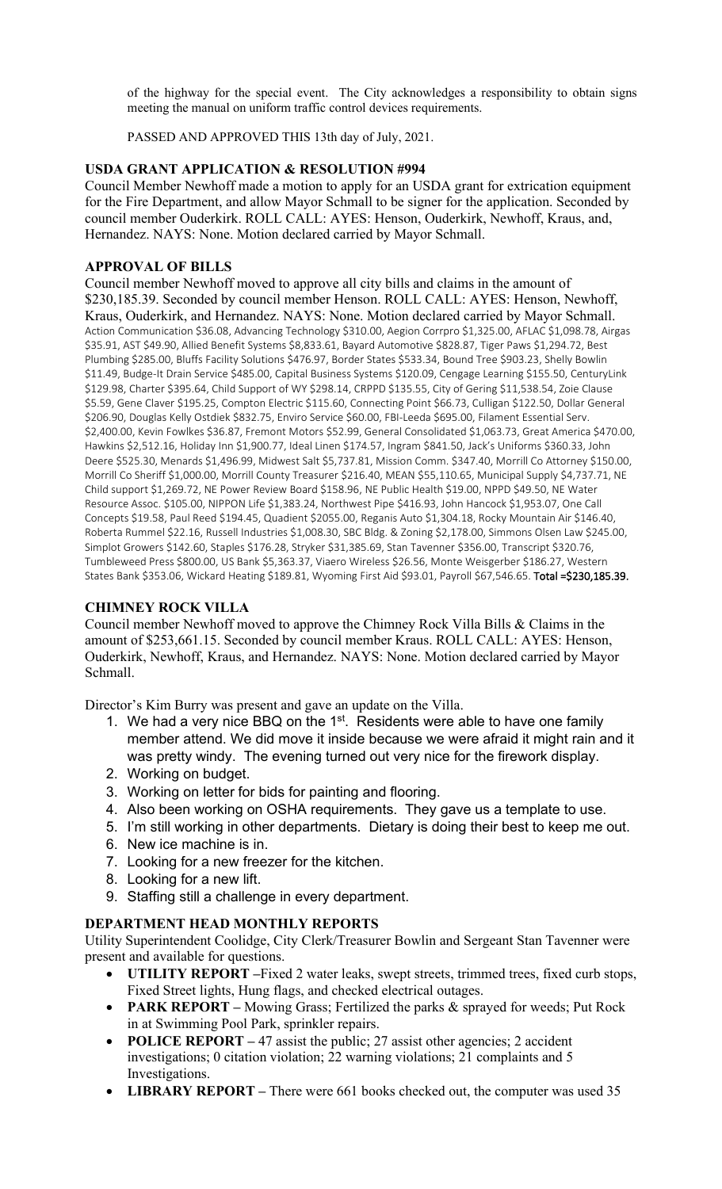of the highway for the special event. The City acknowledges a responsibility to obtain signs meeting the manual on uniform traffic control devices requirements.

PASSED AND APPROVED THIS 13th day of July, 2021.

## USDA GRANT APPLICATION & RESOLUTION #994

Council Member Newhoff made a motion to apply for an USDA grant for extrication equipment for the Fire Department, and allow Mayor Schmall to be signer for the application. Seconded by council member Ouderkirk. ROLL CALL: AYES: Henson, Ouderkirk, Newhoff, Kraus, and, Hernandez. NAYS: None. Motion declared carried by Mayor Schmall.

## APPROVAL OF BILLS

Council member Newhoff moved to approve all city bills and claims in the amount of $230,185.39. Seconded by council member Henson. ROLL CALL: AYES: Henson, Newhoff, Kraus, Ouderkirk, and Hernandez. NAYS: None. Motion declared carried by Mayor Schmall.
Action Communication $36.08, Advancing Technology $310.00, Aegion Corrpro $1,325.00, AFLAC $1,098.78, Airgas $35.91, AST $49.90, Allied Benefit Systems $8,833.61, Bayard Automotive $828.87, Tiger Paws $1,294.72, Best Plumbing $285.00, Bluffs Facility Solutions $476.97, Border States $533.34, Bound Tree $903.23, Shelly Bowlin $11.49, Budge-It Drain Service $485.00, Capital Business Systems $120.09, Cengage Learning $155.50, CenturyLink $129.98, Charter $395.64, Child Support of WY $298.14, CRPPD $135.55, City of Gering $11,538.54, Zoie Clause $5.59, Gene Claver $195.25, Compton Electric $115.60, Connecting Point $66.73, Culligan $122.50, Dollar General $206.90, Douglas Kelly Ostdiek $832.75, Enviro Service $60.00, FBI-Leeda $695.00, Filament Essential Serv. $2,400.00, Kevin Fowlkes $36.87, Fremont Motors $52.99, General Consolidated $1,063.73, Great America $470.00, Hawkins $2,512.16, Holiday Inn $1,900.77, Ideal Linen $174.57, Ingram $841.50, Jack's Uniforms $360.33, John Deere $525.30, Menards $1,496.99, Midwest Salt $5,737.81, Mission Comm. $347.40, Morrill Co Attorney $150.00, Morrill Co Sheriff $1,000.00, Morrill County Treasurer $216.40, MEAN $55,110.65, Municipal Supply $4,737.71, NE Child support $1,269.72, NE Power Review Board $158.96, NE Public Health $19.00, NPPD $49.50, NE Water Resource Assoc. $105.00, NIPPON Life $1,383.24, Northwest Pipe $416.93, John Hancock $1,953.07, One Call Concepts $19.58, Paul Reed $194.45, Quadient $2055.00, Reganis Auto $1,304.18, Rocky Mountain Air $146.40, Roberta Rummel $22.16, Russell Industries $1,008.30, SBC Bldg. & Zoning $2,178.00, Simmons Olsen Law $245.00, Simplot Growers $142.60, Staples $176.28, Stryker $31,385.69, Stan Tavenner $356.00, Transcript $320.76, Tumbleweed Press $800.00, US Bank $5,363.37, Viaero Wireless $26.56, Monte Weisgerber $186.27, Western States Bank $353.06, Wickard Heating $189.81, Wyoming First Aid $93.01, Payroll $67,546.65. **Total =$230,185.39.**

## CHIMNEY ROCK VILLA

Council member Newhoff moved to approve the Chimney Rock Villa Bills & Claims in the amount of $253,661.15. Seconded by council member Kraus. ROLL CALL: AYES: Henson, Ouderkirk, Newhoff, Kraus, and Hernandez. NAYS: None. Motion declared carried by Mayor Schmall.

Director's Kim Burry was present and gave an update on the Villa.

1. We had a very nice BBQ on the 1st. Residents were able to have one family member attend. We did move it inside because we were afraid it might rain and it was pretty windy. The evening turned out very nice for the firework display.
2. Working on budget.
3. Working on letter for bids for painting and flooring.
4. Also been working on OSHA requirements. They gave us a template to use.
5. I'm still working in other departments. Dietary is doing their best to keep me out.
6. New ice machine is in.
7. Looking for a new freezer for the kitchen.
8. Looking for a new lift.
9. Staffing still a challenge in every department.

## DEPARTMENT HEAD MONTHLY REPORTS

Utility Superintendent Coolidge, City Clerk/Treasurer Bowlin and Sergeant Stan Tavenner were present and available for questions.

- **UTILITY REPORT** –Fixed 2 water leaks, swept streets, trimmed trees, fixed curb stops, Fixed Street lights, Hung flags, and checked electrical outages.
- **PARK REPORT** – Mowing Grass; Fertilized the parks & sprayed for weeds; Put Rock in at Swimming Pool Park, sprinkler repairs.
- **POLICE REPORT** – 47 assist the public; 27 assist other agencies; 2 accident investigations; 0 citation violation; 22 warning violations; 21 complaints and 5 Investigations.
- **LIBRARY REPORT** – There were 661 books checked out, the computer was used 35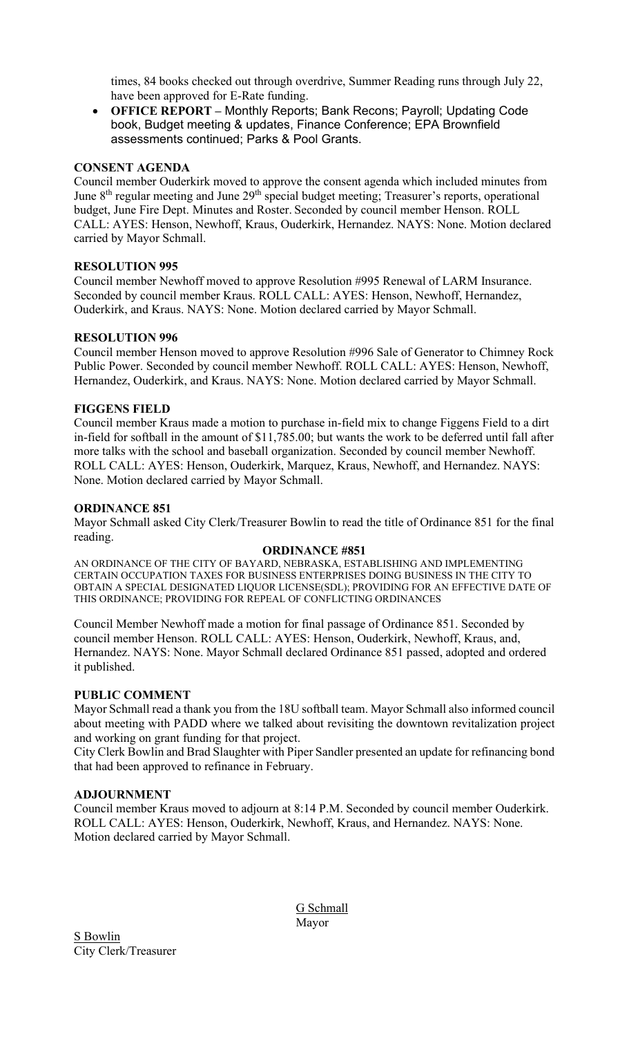times, 84 books checked out through overdrive, Summer Reading runs through July 22, have been approved for E-Rate funding.

- **OFFICE REPORT** – Monthly Reports; Bank Recons; Payroll; Updating Code book, Budget meeting & updates, Finance Conference; EPA Brownfield assessments continued; Parks & Pool Grants.

**CONSENT AGENDA**

Council member Ouderkirk moved to approve the consent agenda which included minutes from June 8th regular meeting and June 29th special budget meeting; Treasurer's reports, operational budget, June Fire Dept. Minutes and Roster. Seconded by council member Henson. ROLL CALL: AYES: Henson, Newhoff, Kraus, Ouderkirk, Hernandez. NAYS: None. Motion declared carried by Mayor Schmall.

**RESOLUTION 995**

Council member Newhoff moved to approve Resolution #995 Renewal of LARM Insurance. Seconded by council member Kraus. ROLL CALL: AYES: Henson, Newhoff, Hernandez, Ouderkirk, and Kraus. NAYS: None. Motion declared carried by Mayor Schmall.

**RESOLUTION 996**

Council member Henson moved to approve Resolution #996 Sale of Generator to Chimney Rock Public Power. Seconded by council member Newhoff. ROLL CALL: AYES: Henson, Newhoff, Hernandez, Ouderkirk, and Kraus. NAYS: None. Motion declared carried by Mayor Schmall.

**FIGGENS FIELD**

Council member Kraus made a motion to purchase in-field mix to change Figgens Field to a dirt in-field for softball in the amount of $11,785.00; but wants the work to be deferred until fall after more talks with the school and baseball organization. Seconded by council member Newhoff. ROLL CALL: AYES: Henson, Ouderkirk, Marquez, Kraus, Newhoff, and Hernandez. NAYS: None. Motion declared carried by Mayor Schmall.

**ORDINANCE 851**

Mayor Schmall asked City Clerk/Treasurer Bowlin to read the title of Ordinance 851 for the final reading.

**ORDINANCE #851**

AN ORDINANCE OF THE CITY OF BAYARD, NEBRASKA, ESTABLISHING AND IMPLEMENTING CERTAIN OCCUPATION TAXES FOR BUSINESS ENTERPRISES DOING BUSINESS IN THE CITY TO OBTAIN A SPECIAL DESIGNATED LIQUOR LICENSE(SDL); PROVIDING FOR AN EFFECTIVE DATE OF THIS ORDINANCE; PROVIDING FOR REPEAL OF CONFLICTING ORDINANCES

Council Member Newhoff made a motion for final passage of Ordinance 851. Seconded by council member Henson. ROLL CALL: AYES: Henson, Ouderkirk, Newhoff, Kraus, and, Hernandez. NAYS: None. Mayor Schmall declared Ordinance 851 passed, adopted and ordered it published.

**PUBLIC COMMENT**

Mayor Schmall read a thank you from the 18U softball team. Mayor Schmall also informed council about meeting with PADD where we talked about revisiting the downtown revitalization project and working on grant funding for that project.

City Clerk Bowlin and Brad Slaughter with Piper Sandler presented an update for refinancing bond that had been approved to refinance in February.

**ADJOURNMENT**

Council member Kraus moved to adjourn at 8:14 P.M. Seconded by council member Ouderkirk. ROLL CALL: AYES: Henson, Ouderkirk, Newhoff, Kraus, and Hernandez. NAYS: None. Motion declared carried by Mayor Schmall.

G Schmall
Mayor

S Bowlin
City Clerk/Treasurer